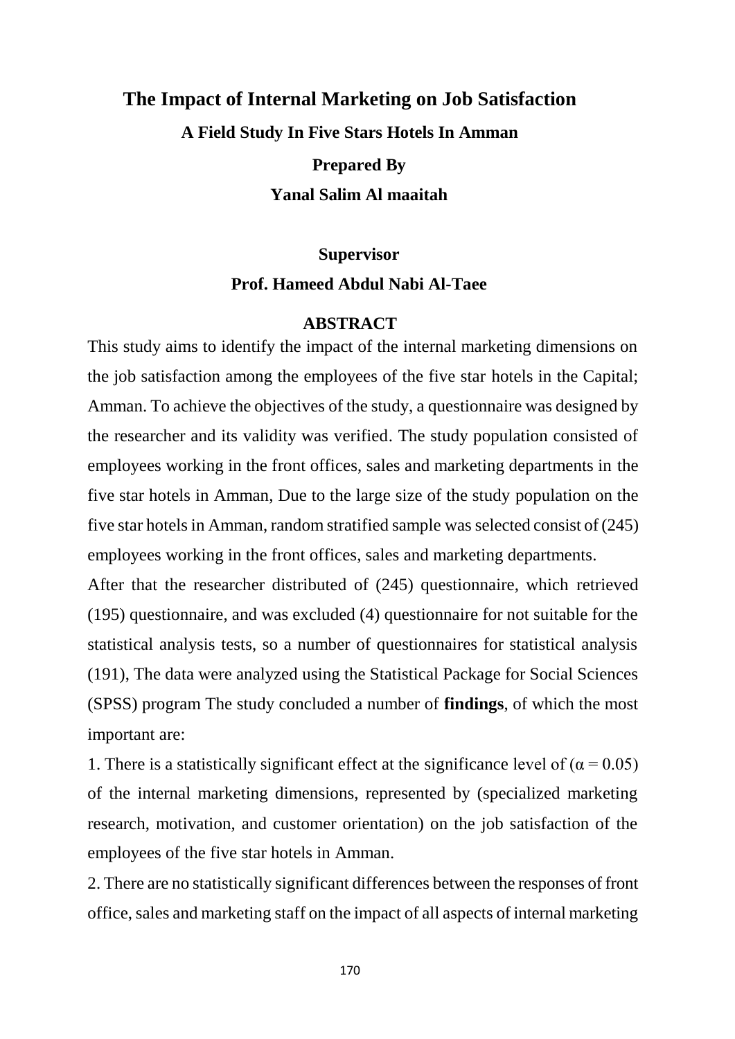# The Impact of Internal Marketing on Job Satisfaction

## A Field Study In Five Stars Hotels In Amman

**Prepared By**

**Yanal Salim Al maaitah**

**Supervisor**

**Prof. Hameed Abdul Nabi Al-Taee**

## ABSTRACT

This study aims to identify the impact of the internal marketing dimensions on the job satisfaction among the employees of the five star hotels in the Capital; Amman. To achieve the objectives of the study, a questionnaire was designed by the researcher and its validity was verified. The study population consisted of employees working in the front offices, sales and marketing departments in the five star hotels in Amman, Due to the large size of the study population on the five star hotels in Amman, random stratified sample was selected consist of (245) employees working in the front offices, sales and marketing departments.

After that the researcher distributed of (245) questionnaire, which retrieved (195) questionnaire, and was excluded (4) questionnaire for not suitable for the statistical analysis tests, so a number of questionnaires for statistical analysis (191), The data were analyzed using the Statistical Package for Social Sciences (SPSS) program The study concluded a number of **findings**, of which the most important are:

1. There is a statistically significant effect at the significance level of ($\alpha = 0.05$) of the internal marketing dimensions, represented by (specialized marketing research, motivation, and customer orientation) on the job satisfaction of the employees of the five star hotels in Amman.

2. There are no statistically significant differences between the responses of front office, sales and marketing staff on the impact of all aspects of internal marketing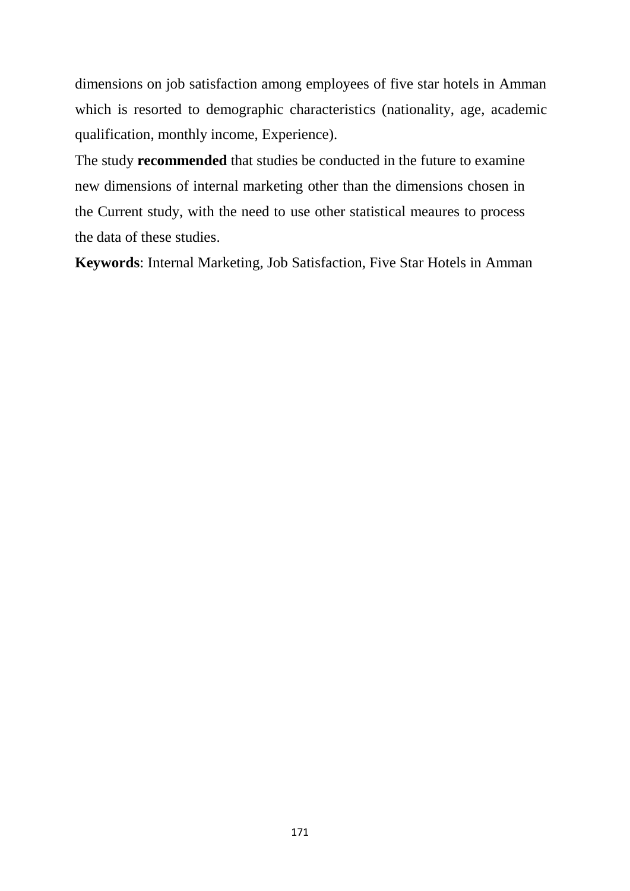dimensions on job satisfaction among employees of five star hotels in Amman which is resorted to demographic characteristics (nationality, age, academic qualification, monthly income, Experience).

The study **recommended** that studies be conducted in the future to examine new dimensions of internal marketing other than the dimensions chosen in the Current study, with the need to use other statistical meaures to process the data of these studies.

**Keywords**: Internal Marketing, Job Satisfaction, Five Star Hotels in Amman